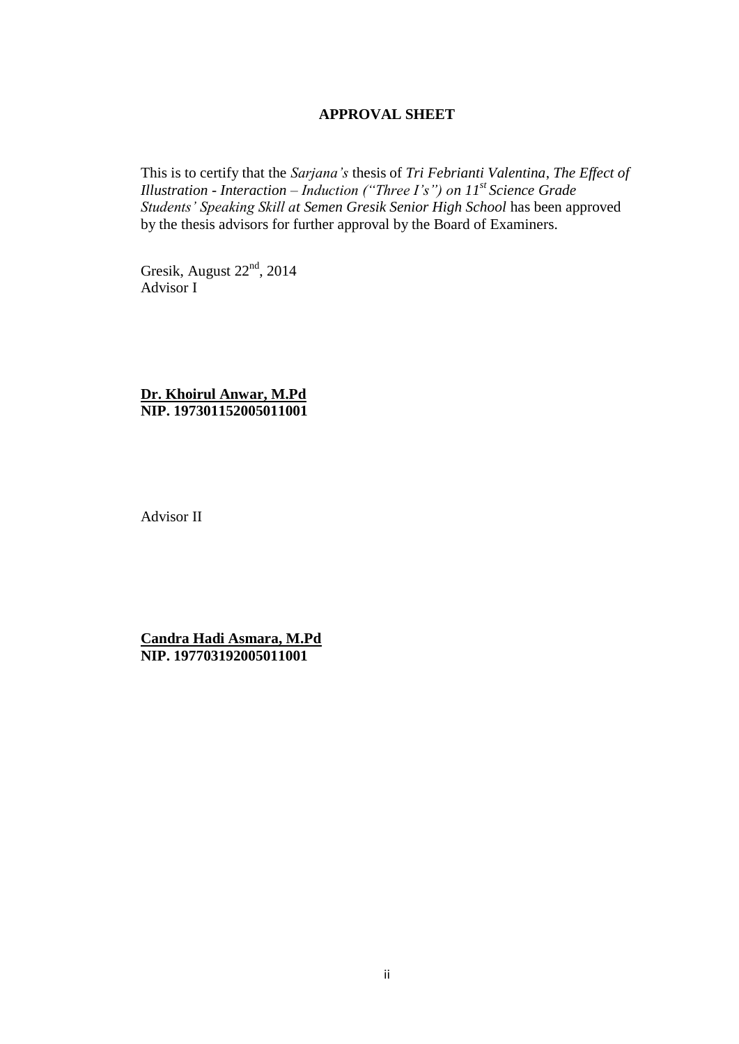## APPROVAL SHEET

This is to certify that the *Sarjana's* thesis of *Tri Febrianti Valentina*, *The Effect of Illustration - Interaction – Induction ("Three I's") on 11st Science Grade Students' Speaking Skill at Semen Gresik Senior High School* has been approved by the thesis advisors for further approval by the Board of Examiners.

Gresik, August 22nd, 2014
Advisor I

**Dr. Khoirul Anwar, M.Pd**
**NIP. 197301152005011001**

Advisor II

**Candra Hadi Asmara, M.Pd**
**NIP. 197703192005011001**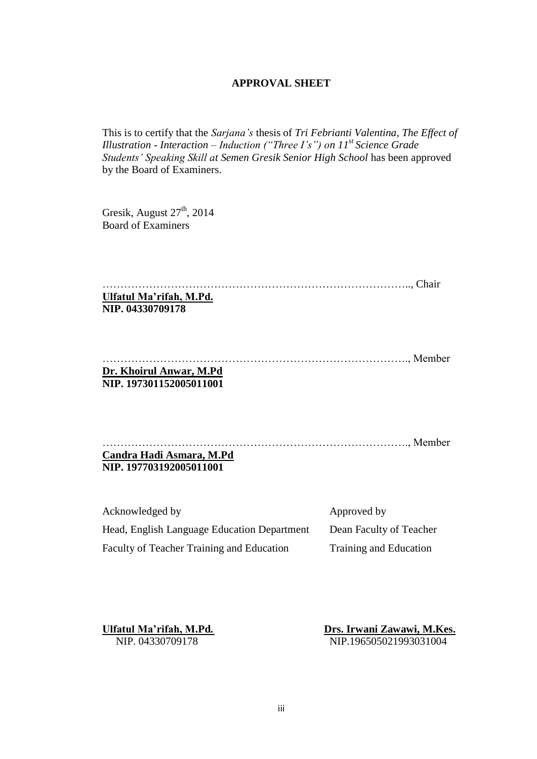## APPROVAL SHEET

This is to certify that the *Sarjana's* thesis of *Tri Febrianti Valentina*, *The Effect of Illustration - Interaction – Induction ("Three I's") on 11st Science Grade Students' Speaking Skill at Semen Gresik Senior High School* has been approved by the Board of Examiners.

Gresik, August 27th, 2014
Board of Examiners

…………………………………………………………………….., Chair
**Ulfatul Ma'rifah, M.Pd.**
**NIP. 04330709178**

……………………………………………………………………., Member
**Dr. Khoirul Anwar, M.Pd**
**NIP. 197301152005011001**

……………………………………………………………………., Member
**Candra Hadi Asmara, M.Pd**
**NIP. 197703192005011001**

| | |
|---|---|
| Acknowledged by | Approved by |
| Head, English Language Education Department | Dean Faculty of Teacher |
| Faculty of Teacher Training and Education | Training and Education |
| **Ulfatul Ma'rifah, M.Pd.** | **Drs. Irwani Zawawi, M.Kes.** |
| NIP. 04330709178 | NIP.196505021993031004 |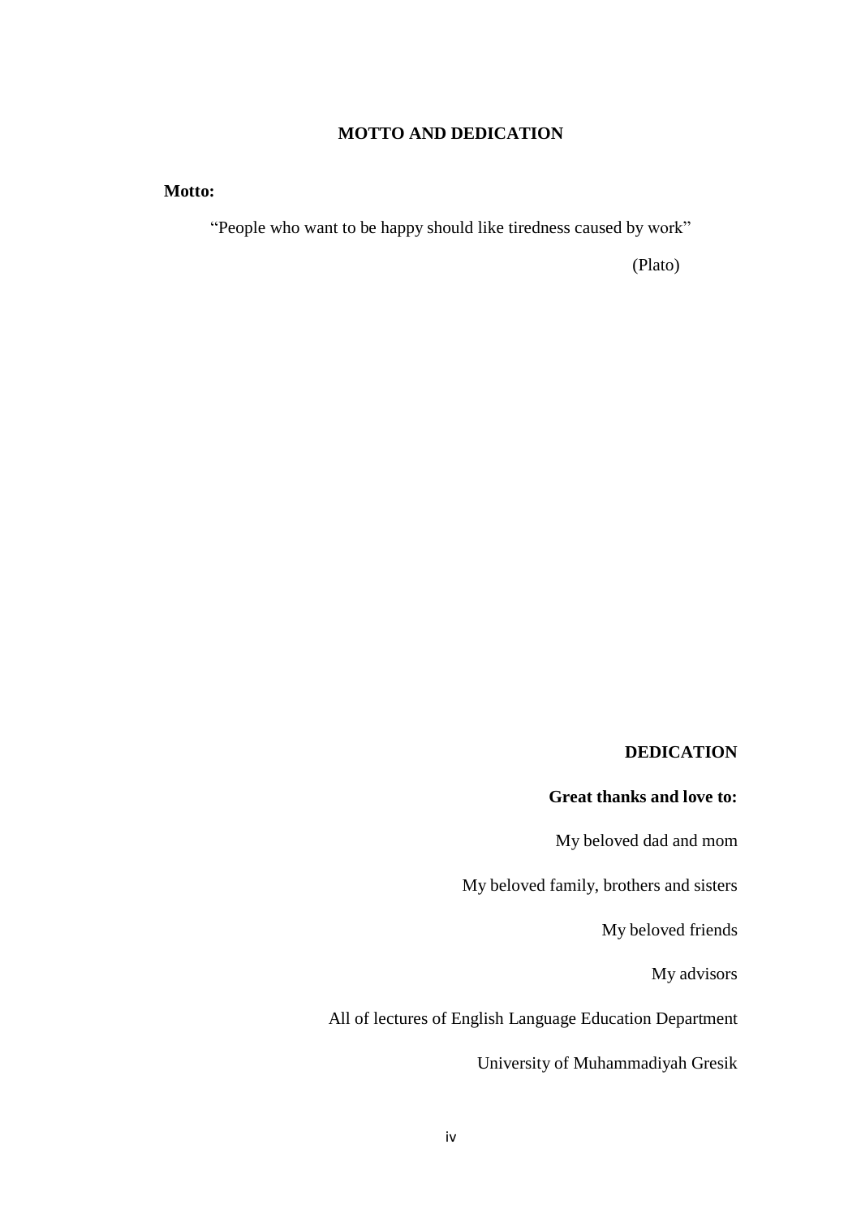# MOTTO AND DEDICATION

**Motto:**

"People who want to be happy should like tiredness caused by work"

(Plato)

## DEDICATION

**Great thanks and love to:**

My beloved dad and mom

My beloved family, brothers and sisters

My beloved friends

My advisors

All of lectures of English Language Education Department

University of Muhammadiyah Gresik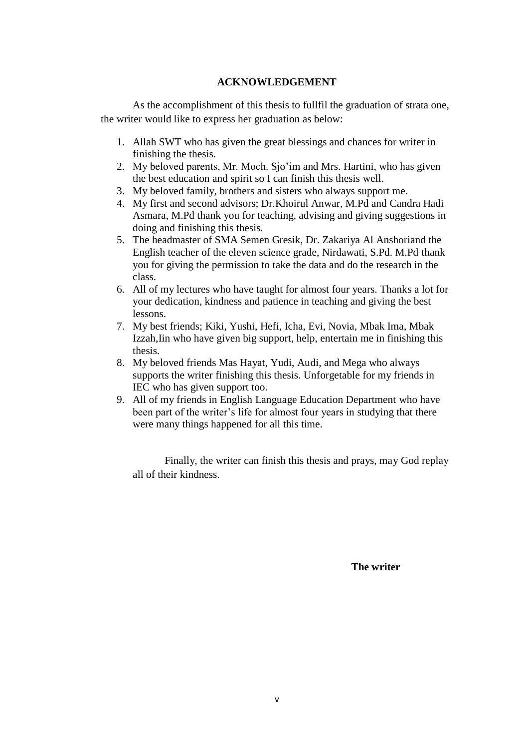**ACKNOWLEDGEMENT**

As the accomplishment of this thesis to fullfil the graduation of strata one, the writer would like to express her graduation as below:

1. Allah SWT who has given the great blessings and chances for writer in finishing the thesis.
2. My beloved parents, Mr. Moch. Sjo'im and Mrs. Hartini, who has given the best education and spirit so I can finish this thesis well.
3. My beloved family, brothers and sisters who always support me.
4. My first and second advisors; Dr.Khoirul Anwar, M.Pd and Candra Hadi Asmara, M.Pd thank you for teaching, advising and giving suggestions in doing and finishing this thesis.
5. The headmaster of SMA Semen Gresik, Dr. Zakariya Al Anshoriand the English teacher of the eleven science grade, Nirdawati, S.Pd. M.Pd thank you for giving the permission to take the data and do the research in the class.
6. All of my lectures who have taught for almost four years. Thanks a lot for your dedication, kindness and patience in teaching and giving the best lessons.
7. My best friends; Kiki, Yushi, Hefi, Icha, Evi, Novia, Mbak Ima, Mbak Izzah,Iin who have given big support, help, entertain me in finishing this thesis.
8. My beloved friends Mas Hayat, Yudi, Audi, and Mega who always supports the writer finishing this thesis. Unforgetable for my friends in IEC who has given support too.
9. All of my friends in English Language Education Department who have been part of the writer's life for almost four years in studying that there were many things happened for all this time.

Finally, the writer can finish this thesis and prays, may God replay all of their kindness.

**The writer**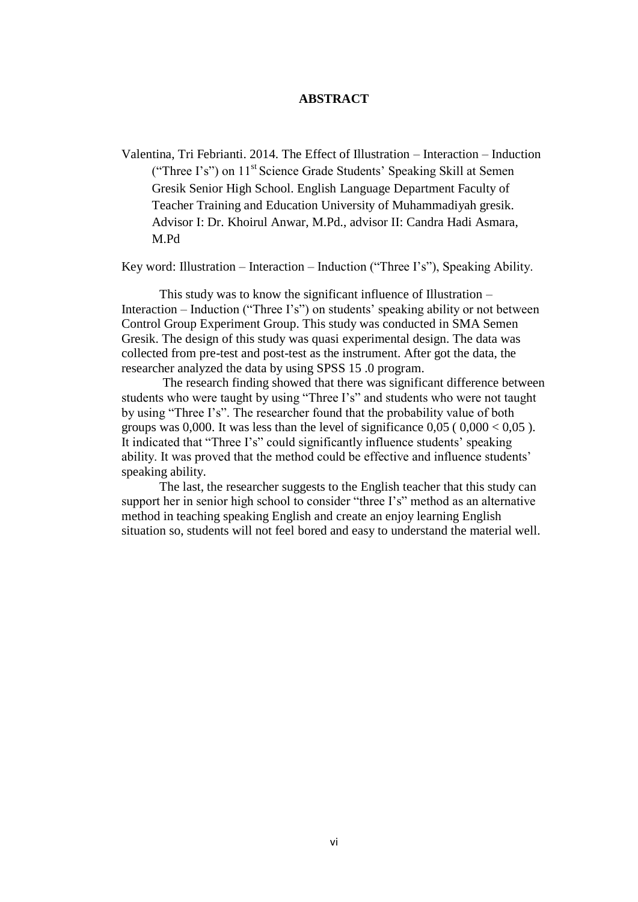# ABSTRACT

Valentina, Tri Febrianti. 2014. The Effect of Illustration – Interaction – Induction ("Three I's") on 11st Science Grade Students' Speaking Skill at Semen Gresik Senior High School. English Language Department Faculty of Teacher Training and Education University of Muhammadiyah gresik. Advisor I: Dr. Khoirul Anwar, M.Pd., advisor II: Candra Hadi Asmara, M.Pd

Key word: Illustration – Interaction – Induction ("Three I's"), Speaking Ability.

This study was to know the significant influence of Illustration – Interaction – Induction ("Three I's") on students' speaking ability or not between Control Group Experiment Group. This study was conducted in SMA Semen Gresik. The design of this study was quasi experimental design. The data was collected from pre-test and post-test as the instrument. After got the data, the researcher analyzed the data by using SPSS 15 .0 program.

The research finding showed that there was significant difference between students who were taught by using "Three I's" and students who were not taught by using "Three I's". The researcher found that the probability value of both groups was 0,000. It was less than the level of significance 0,05 ( 0,000 < 0,05 ). It indicated that "Three I's" could significantly influence students' speaking ability. It was proved that the method could be effective and influence students' speaking ability.

The last, the researcher suggests to the English teacher that this study can support her in senior high school to consider "three I's" method as an alternative method in teaching speaking English and create an enjoy learning English situation so, students will not feel bored and easy to understand the material well.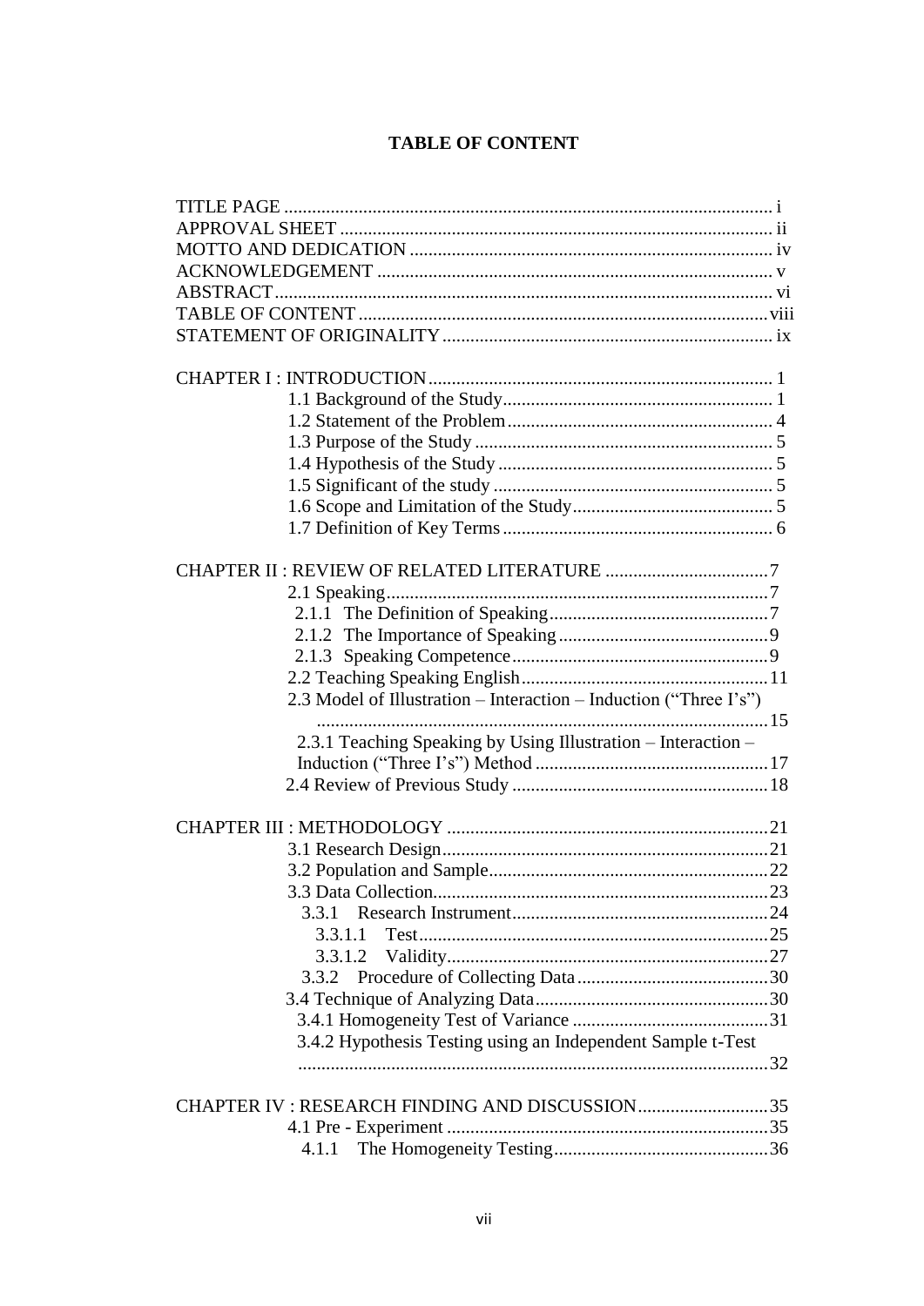# TABLE OF CONTENT

TITLE PAGE ........................................................................................................ i
APPROVAL SHEET ............................................................................................ ii
MOTTO AND DEDICATION ............................................................................. iv
ACKNOWLEDGEMENT .................................................................................... v
ABSTRACT.......................................................................................................... vi
TABLE OF CONTENT ....................................................................................... viii
STATEMENT OF ORIGINALITY ...................................................................... ix

CHAPTER I : INTRODUCTION ......................................................................... 1
- 1.1 Background of the Study .......................................................... 1
- 1.2 Statement of the Problem ......................................................... 4
- 1.3 Purpose of the Study ................................................................ 5
- 1.4 Hypothesis of the Study ........................................................... 5
- 1.5 Significant of the study ............................................................ 5
- 1.6 Scope and Limitation of the Study ........................................... 5
- 1.7 Definition of Key Terms .......................................................... 6

CHAPTER II : REVIEW OF RELATED LITERATURE .................................. 7
- 2.1 Speaking .................................................................................. 7
  - 2.1.1 The Definition of Speaking ............................................... 7
  - 2.1.2 The Importance of Speaking ............................................. 9
  - 2.1.3 Speaking Competence ....................................................... 9
- 2.2 Teaching Speaking English ..................................................... 11
- 2.3 Model of Illustration – Interaction – Induction ("Three I's") ................................................................................. 15
  - 2.3.1 Teaching Speaking by Using Illustration – Interaction – Induction ("Three I's") Method .................................................. 17
- 2.4 Review of Previous Study ....................................................... 18

CHAPTER III : METHODOLOGY .................................................................... 21
- 3.1 Research Design ...................................................................... 21
- 3.2 Population and Sample ............................................................ 22
- 3.3 Data Collection ........................................................................ 23
  - 3.3.1 Research Instrument ....................................................... 24
    - 3.3.1.1 Test ........................................................................... 25
    - 3.3.1.2 Validity ..................................................................... 27
  - 3.3.2 Procedure of Collecting Data ......................................... 30
- 3.4 Technique of Analyzing Data .................................................. 30
  - 3.4.1 Homogeneity Test of Variance ........................................ 31
  - 3.4.2 Hypothesis Testing using an Independent Sample t-Test .................................................................................... 32

CHAPTER IV : RESEARCH FINDING AND DISCUSSION ............................ 35
- 4.1 Pre - Experiment ..................................................................... 35
  - 4.1.1 The Homogeneity Testing .............................................. 36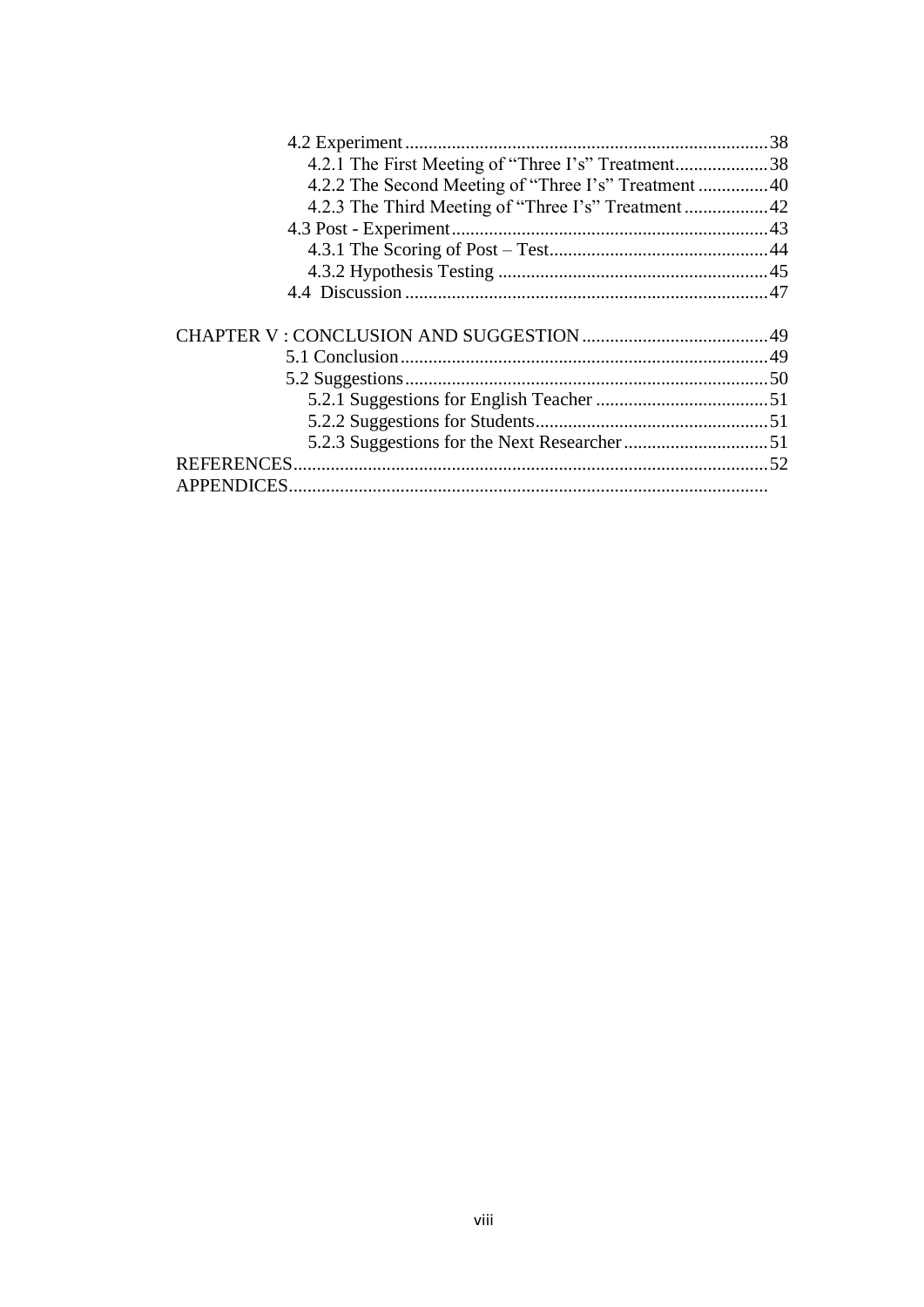4.2 Experiment .......... 38

4.2.1 The First Meeting of "Three I's" Treatment .......... 38

4.2.2 The Second Meeting of "Three I's" Treatment .......... 40

4.2.3 The Third Meeting of "Three I's" Treatment .......... 42

4.3 Post - Experiment .......... 43

4.3.1 The Scoring of Post – Test .......... 44

4.3.2 Hypothesis Testing .......... 45

4.4 Discussion .......... 47

CHAPTER V : CONCLUSION AND SUGGESTION .......... 49

5.1 Conclusion .......... 49

5.2 Suggestions .......... 50

5.2.1 Suggestions for English Teacher .......... 51

5.2.2 Suggestions for Students .......... 51

5.2.3 Suggestions for the Next Researcher .......... 51

REFERENCES .......... 52

APPENDICES ..........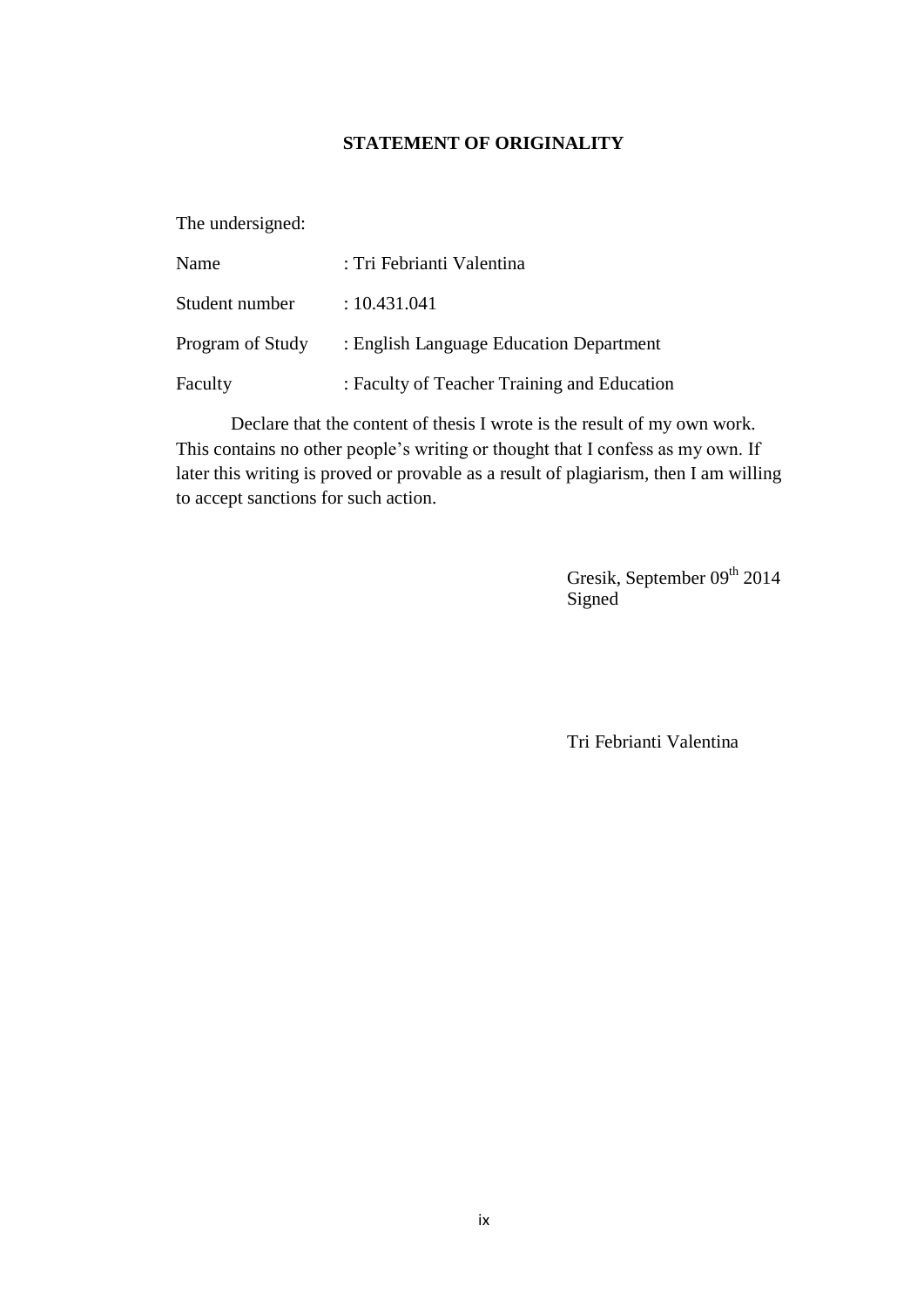# STATEMENT OF ORIGINALITY

The undersigned:

| | |
|---|---|
| Name | : Tri Febrianti Valentina |
| Student number | : 10.431.041 |
| Program of Study | : English Language Education Department |
| Faculty | : Faculty of Teacher Training and Education |

Declare that the content of thesis I wrote is the result of my own work. This contains no other people's writing or thought that I confess as my own. If later this writing is proved or provable as a result of plagiarism, then I am willing to accept sanctions for such action.

Gresik, September 09th 2014
Signed

Tri Febrianti Valentina